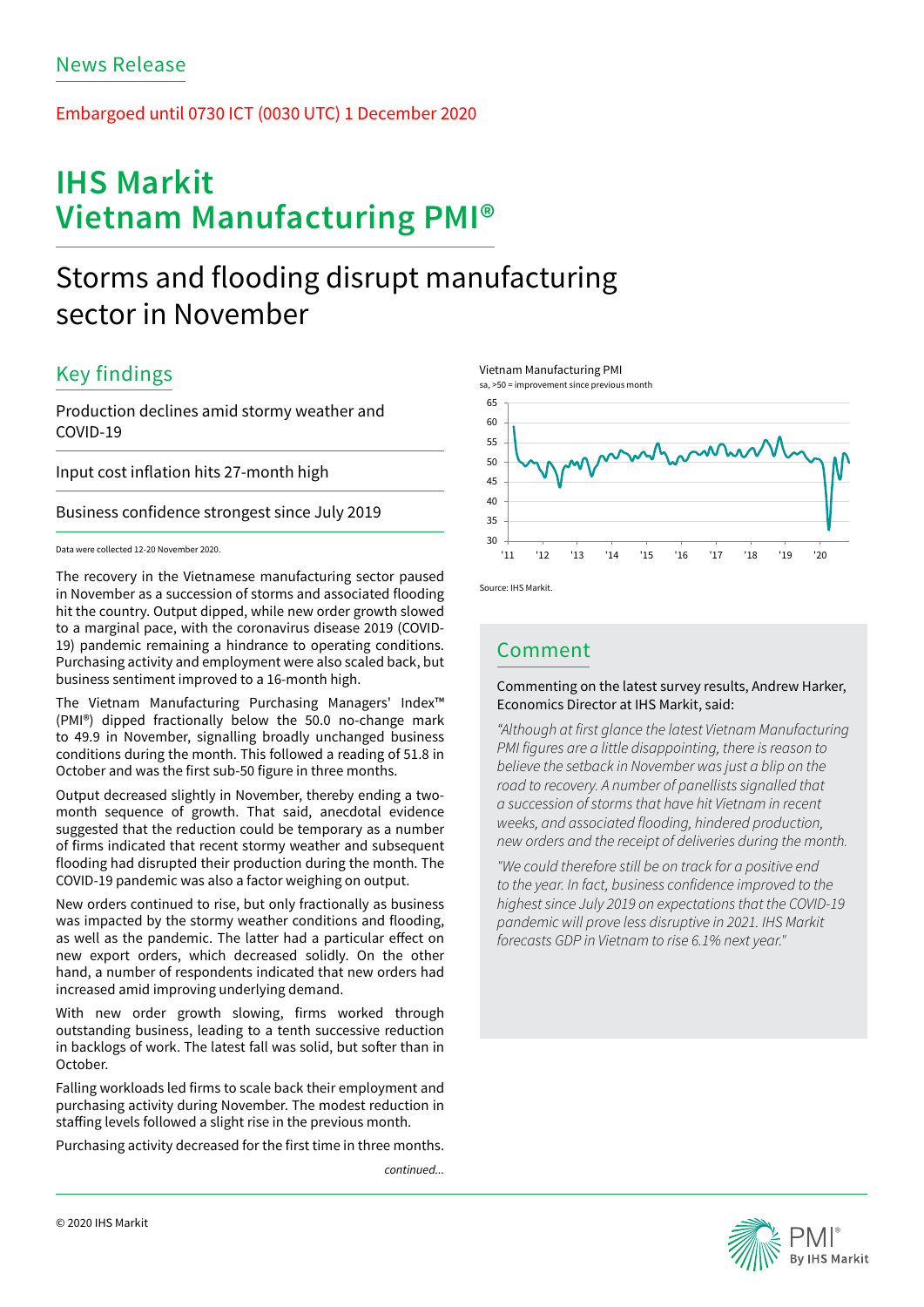News Release

Embargoed until 0730 ICT (0030 UTC) 1 December 2020

# IHS Markit Vietnam Manufacturing PMI®

## Storms and flooding disrupt manufacturing sector in November

### Key findings

Production declines amid stormy weather and COVID-19

Input cost inflation hits 27-month high

Business confidence strongest since July 2019

Data were collected 12-20 November 2020.

The recovery in the Vietnamese manufacturing sector paused in November as a succession of storms and associated flooding hit the country. Output dipped, while new order growth slowed to a marginal pace, with the coronavirus disease 2019 (COVID-19) pandemic remaining a hindrance to operating conditions. Purchasing activity and employment were also scaled back, but business sentiment improved to a 16-month high.

The Vietnam Manufacturing Purchasing Managers' Index™ (PMI®) dipped fractionally below the 50.0 no-change mark to 49.9 in November, signalling broadly unchanged business conditions during the month. This followed a reading of 51.8 in October and was the first sub-50 figure in three months.

Output decreased slightly in November, thereby ending a two-month sequence of growth. That said, anecdotal evidence suggested that the reduction could be temporary as a number of firms indicated that recent stormy weather and subsequent flooding had disrupted their production during the month. The COVID-19 pandemic was also a factor weighing on output.

New orders continued to rise, but only fractionally as business was impacted by the stormy weather conditions and flooding, as well as the pandemic. The latter had a particular effect on new export orders, which decreased solidly. On the other hand, a number of respondents indicated that new orders had increased amid improving underlying demand.

With new order growth slowing, firms worked through outstanding business, leading to a tenth successive reduction in backlogs of work. The latest fall was solid, but softer than in October.

Falling workloads led firms to scale back their employment and purchasing activity during November. The modest reduction in staffing levels followed a slight rise in the previous month.

Purchasing activity decreased for the first time in three months.

*continued...*

Vietnam Manufacturing PMI

sa, >50 = improvement since previous month

Source: IHS Markit.

### Comment

Commenting on the latest survey results, Andrew Harker, Economics Director at IHS Markit, said:

*"Although at first glance the latest Vietnam Manufacturing PMI figures are a little disappointing, there is reason to believe the setback in November was just a blip on the road to recovery. A number of panellists signalled that a succession of storms that have hit Vietnam in recent weeks, and associated flooding, hindered production, new orders and the receipt of deliveries during the month.*

*"We could therefore still be on track for a positive end to the year. In fact, business confidence improved to the highest since July 2019 on expectations that the COVID-19 pandemic will prove less disruptive in 2021. IHS Markit forecasts GDP in Vietnam to rise 6.1% next year."*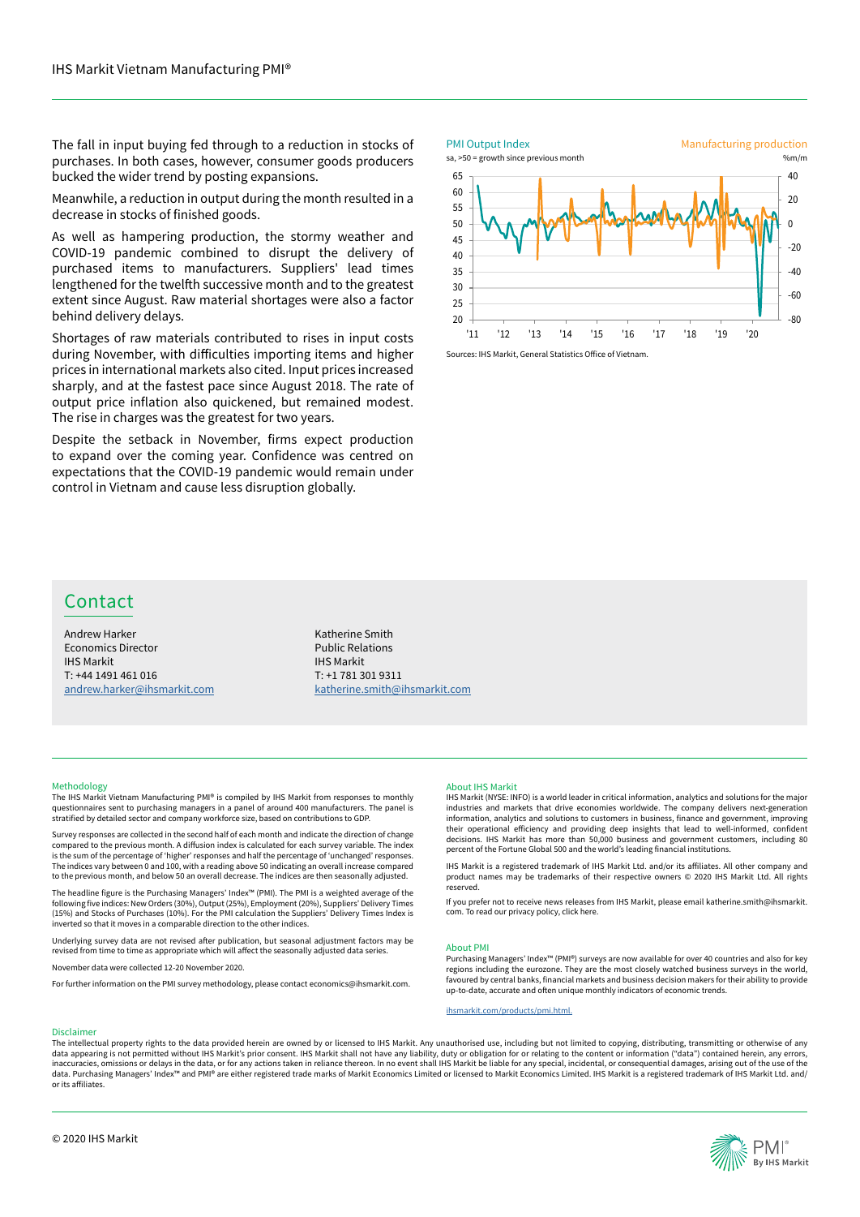The fall in input buying fed through to a reduction in stocks of purchases. In both cases, however, consumer goods producers bucked the wider trend by posting expansions.

Meanwhile, a reduction in output during the month resulted in a decrease in stocks of finished goods.

As well as hampering production, the stormy weather and COVID-19 pandemic combined to disrupt the delivery of purchased items to manufacturers. Suppliers' lead times lengthened for the twelfth successive month and to the greatest extent since August. Raw material shortages were also a factor behind delivery delays.

Shortages of raw materials contributed to rises in input costs during November, with difficulties importing items and higher prices in international markets also cited. Input prices increased sharply, and at the fastest pace since August 2018. The rate of output price inflation also quickened, but remained modest. The rise in charges was the greatest for two years.

Despite the setback in November, firms expect production to expand over the coming year. Confidence was centred on expectations that the COVID-19 pandemic would remain under control in Vietnam and cause less disruption globally.

PMI Output Index
sa, >50 = growth since previous month

Manufacturing production
%m/m

65
60
55
50
45
40
35
30
25
20

40
20
0
-20
-40
-60
-80

'11 '12 '13 '14 '15 '16 '17 '18 '19 '20

Sources: IHS Markit, General Statistics Office of Vietnam.

## Contact

Andrew Harker
Economics Director
IHS Markit
T: +44 1491 461 016
andrew.harker@ihsmarkit.com

Katherine Smith
Public Relations
IHS Markit
T: +1 781 301 9311
katherine.smith@ihsmarkit.com

### Methodology

The IHS Markit Vietnam Manufacturing PMI® is compiled by IHS Markit from responses to monthly questionnaires sent to purchasing managers in a panel of around 400 manufacturers. The panel is stratified by detailed sector and company workforce size, based on contributions to GDP.

Survey responses are collected in the second half of each month and indicate the direction of change compared to the previous month. A diffusion index is calculated for each survey variable. The index is the sum of the percentage of 'higher' responses and half the percentage of 'unchanged' responses. The indices vary between 0 and 100, with a reading above 50 indicating an overall increase compared to the previous month, and below 50 an overall decrease. The indices are then seasonally adjusted.

The headline figure is the Purchasing Managers' Index™ (PMI). The PMI is a weighted average of the following five indices: New Orders (30%), Output (25%), Employment (20%), Suppliers' Delivery Times (15%) and Stocks of Purchases (10%). For the PMI calculation the Suppliers' Delivery Times Index is inverted so that it moves in a comparable direction to the other indices.

Underlying survey data are not revised after publication, but seasonal adjustment factors may be revised from time to time as appropriate which will affect the seasonally adjusted data series.

November data were collected 12-20 November 2020.

For further information on the PMI survey methodology, please contact economics@ihsmarkit.com.

### About IHS Markit

IHS Markit (NYSE: INFO) is a world leader in critical information, analytics and solutions for the major industries and markets that drive economies worldwide. The company delivers next-generation information, analytics and solutions to customers in business, finance and government, improving their operational efficiency and providing deep insights that lead to well-informed, confident decisions. IHS Markit has more than 50,000 business and government customers, including 80 percent of the Fortune Global 500 and the world's leading financial institutions.

IHS Markit is a registered trademark of IHS Markit Ltd. and/or its affiliates. All other company and product names may be trademarks of their respective owners © 2020 IHS Markit Ltd. All rights reserved.

If you prefer not to receive news releases from IHS Markit, please email katherine.smith@ihsmarkit.com. To read our privacy policy, click here.

### About PMI

Purchasing Managers' Index™ (PMI®) surveys are now available for over 40 countries and also for key regions including the eurozone. They are the most closely watched business surveys in the world, favoured by central banks, financial markets and business decision makers for their ability to provide up-to-date, accurate and often unique monthly indicators of economic trends.

ihsmarkit.com/products/pmi.html.

### Disclaimer

The intellectual property rights to the data provided herein are owned by or licensed to IHS Markit. Any unauthorised use, including but not limited to copying, distributing, transmitting or otherwise of any data appearing is not permitted without IHS Markit's prior consent. IHS Markit shall not have any liability, duty or obligation for or relating to the content or information ("data") contained herein, any errors, inaccuracies, omissions or delays in the data, or for any actions taken in reliance thereon. In no event shall IHS Markit be liable for any special, incidental, or consequential damages, arising out of the use of the data. Purchasing Managers' Index™ and PMI® are either registered trade marks of Markit Economics Limited or licensed to Markit Economics Limited. IHS Markit is a registered trademark of IHS Markit Ltd. and/or its affiliates.

© 2020 IHS Markit